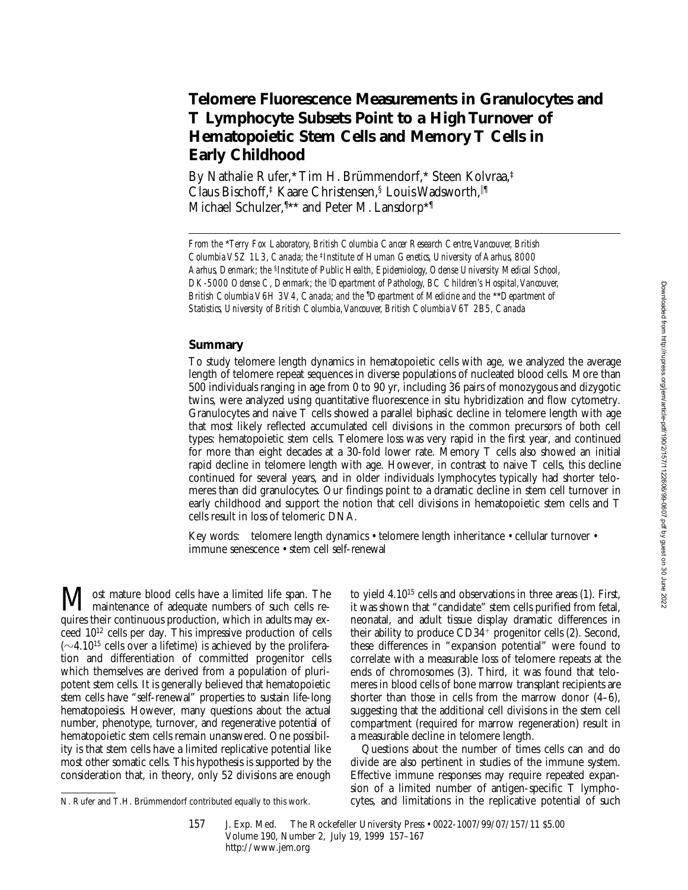# Telomere Fluorescence Measurements in Granulocytes and T Lymphocyte Subsets Point to a High Turnover of Hematopoietic Stem Cells and Memory T Cells in Early Childhood

By Nathalie Rufer,* Tim H. Brümmendorf,* Steen Kolvraa,‡ Claus Bischoff,‡ Kaare Christensen,§ Louis Wadsworth,‖¶ Michael Schulzer,¶** and Peter M. Lansdorp*¶

*From the \*Terry Fox Laboratory, British Columbia Cancer Research Centre, Vancouver, British Columbia V5Z 1L3, Canada; the ‡Institute of Human Genetics, University of Aarhus, 8000 Aarhus, Denmark; the §Institute of Public Health, Epidemiology, Odense University Medical School, DK-5000 Odense C, Denmark; the ‖Department of Pathology, BC Children's Hospital, Vancouver, British Columbia V6H 3V4, Canada; and the ¶Department of Medicine and the \*\*Department of Statistics, University of British Columbia, Vancouver, British Columbia V6T 2B5, Canada*

## Summary

To study telomere length dynamics in hematopoietic cells with age, we analyzed the average length of telomere repeat sequences in diverse populations of nucleated blood cells. More than 500 individuals ranging in age from 0 to 90 yr, including 36 pairs of monozygous and dizygotic twins, were analyzed using quantitative fluorescence in situ hybridization and flow cytometry. Granulocytes and naive T cells showed a parallel biphasic decline in telomere length with age that most likely reflected accumulated cell divisions in the common precursors of both cell types: hematopoietic stem cells. Telomere loss was very rapid in the first year, and continued for more than eight decades at a 30-fold lower rate. Memory T cells also showed an initial rapid decline in telomere length with age. However, in contrast to naive T cells, this decline continued for several years, and in older individuals lymphocytes typically had shorter telomeres than did granulocytes. Our findings point to a dramatic decline in stem cell turnover in early childhood and support the notion that cell divisions in hematopoietic stem cells and T cells result in loss of telomeric DNA.

Key words: telomere length dynamics • telomere length inheritance • cellular turnover • immune senescence • stem cell self-renewal

Most mature blood cells have a limited life span. The maintenance of adequate numbers of such cells requires their continuous production, which in adults may exceed $10^{12}$ cells per day. This impressive production of cells ($\sim$4.$10^{15}$ cells over a lifetime) is achieved by the proliferation and differentiation of committed progenitor cells which themselves are derived from a population of pluripotent stem cells. It is generally believed that hematopoietic stem cells have "self-renewal" properties to sustain life-long hematopoiesis. However, many questions about the actual number, phenotype, turnover, and regenerative potential of hematopoietic stem cells remain unanswered. One possibility is that stem cells have a limited replicative potential like most other somatic cells. This hypothesis is supported by the consideration that, in theory, only 52 divisions are enough to yield 4.$10^{15}$ cells and observations in three areas (1). First, it was shown that "candidate" stem cells purified from fetal, neonatal, and adult tissue display dramatic differences in their ability to produce CD34$^+$ progenitor cells (2). Second, these differences in "expansion potential" were found to correlate with a measurable loss of telomere repeats at the ends of chromosomes (3). Third, it was found that telomeres in blood cells of bone marrow transplant recipients are shorter than those in cells from the marrow donor (4–6), suggesting that the additional cell divisions in the stem cell compartment (required for marrow regeneration) result in a measurable decline in telomere length.

Questions about the number of times cells can and do divide are also pertinent in studies of the immune system. Effective immune responses may require repeated expansion of a limited number of antigen-specific T lymphocytes, and limitations in the replicative potential of such

N. Rufer and T.H. Brümmendorf contributed equally to this work.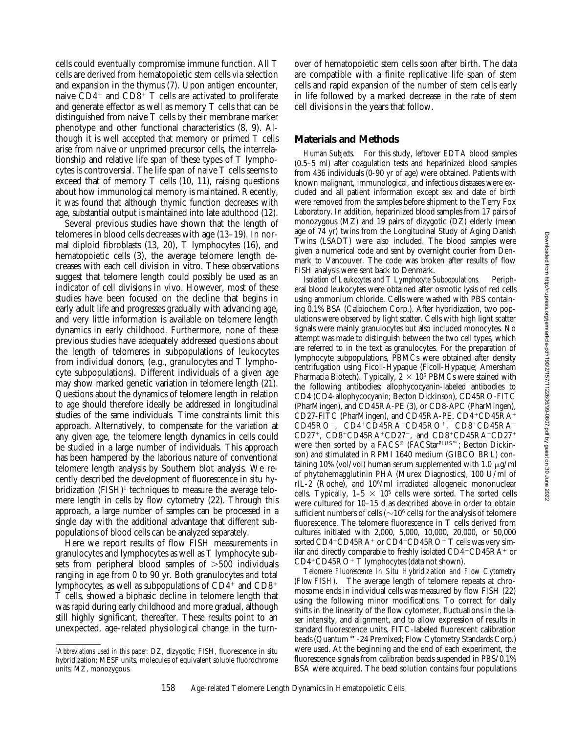cells could eventually compromise immune function. All T cells are derived from hematopoietic stem cells via selection and expansion in the thymus (7). Upon antigen encounter, naive CD4$^+$ and CD8$^+$ T cells are activated to proliferate and generate effector as well as memory T cells that can be distinguished from naive T cells by their membrane marker phenotype and other functional characteristics (8, 9). Although it is well accepted that memory or primed T cells arise from naive or unprimed precursor cells, the interrelationship and relative life span of these types of T lymphocytes is controversial. The life span of naive T cells seems to exceed that of memory T cells (10, 11), raising questions about how immunological memory is maintained. Recently, it was found that although thymic function decreases with age, substantial output is maintained into late adulthood (12).

Several previous studies have shown that the length of telomeres in blood cells decreases with age (13–19). In normal diploid fibroblasts (13, 20), T lymphocytes (16), and hematopoietic cells (3), the average telomere length decreases with each cell division in vitro. These observations suggest that telomere length could possibly be used as an indicator of cell divisions in vivo. However, most of these studies have been focused on the decline that begins in early adult life and progresses gradually with advancing age, and very little information is available on telomere length dynamics in early childhood. Furthermore, none of these previous studies have adequately addressed questions about the length of telomeres in subpopulations of leukocytes from individual donors, (e.g., granulocytes and T lymphocyte subpopulations). Different individuals of a given age may show marked genetic variation in telomere length (21). Questions about the dynamics of telomere length in relation to age should therefore ideally be addressed in longitudinal studies of the same individuals. Time constraints limit this approach. Alternatively, to compensate for the variation at any given age, the telomere length dynamics in cells could be studied in a large number of individuals. This approach has been hampered by the laborious nature of conventional telomere length analysis by Southern blot analysis. We recently described the development of fluorescence in situ hybridization (FISH)[1] techniques to measure the average telomere length in cells by flow cytometry (22). Through this approach, a large number of samples can be processed in a single day with the additional advantage that different subpopulations of blood cells can be analyzed separately.

Here we report results of flow FISH measurements in granulocytes and lymphocytes as well as T lymphocyte subsets from peripheral blood samples of >500 individuals ranging in age from 0 to 90 yr. Both granulocytes and total lymphocytes, as well as subpopulations of CD4$^+$ and CD8$^+$ T cells, showed a biphasic decline in telomere length that was rapid during early childhood and more gradual, although still highly significant, thereafter. These results point to an unexpected, age-related physiological change in the turnover of hematopoietic stem cells soon after birth. The data are compatible with a finite replicative life span of stem cells and rapid expansion of the number of stem cells early in life followed by a marked decrease in the rate of stem cell divisions in the years that follow.

## Materials and Methods

*Human Subjects.* For this study, leftover EDTA blood samples (0.5–5 ml) after coagulation tests and heparinized blood samples from 436 individuals (0-90 yr of age) were obtained. Patients with known malignant, immunological, and infectious diseases were excluded and all patient information except sex and date of birth were removed from the samples before shipment to the Terry Fox Laboratory. In addition, heparinized blood samples from 17 pairs of monozygous (MZ) and 19 pairs of dizygotic (DZ) elderly (mean age of 74 yr) twins from the Longitudinal Study of Aging Danish Twins (LSADT) were also included. The blood samples were given a numerical code and sent by overnight courier from Denmark to Vancouver. The code was broken after results of flow FISH analysis were sent back to Denmark.

*Isolation of Leukocytes and T Lymphocyte Subpopulations.* Peripheral blood leukocytes were obtained after osmotic lysis of red cells using ammonium chloride. Cells were washed with PBS containing 0.1% BSA (Calbiochem Corp.). After hybridization, two populations were observed by light scatter. Cells with high light scatter signals were mainly granulocytes but also included monocytes. No attempt was made to distinguish between the two cell types, which are referred to in the text as granulocytes. For the preparation of lymphocyte subpopulations, PBMCs were obtained after density centrifugation using Ficoll-Hypaque (Ficoll-Hypaque; Amersham Pharmacia Biotech). Typically, $2 \times 10^6$ PBMCs were stained with the following antibodies: allophycocyanin-labeled antibodies to CD4 (CD4-allophycocyanin; Becton Dickinson), CD45RO-FITC (PharMingen), and CD45RA-PE (3), or CD8-APC (PharMingen), CD27-FITC (PharMingen), and CD45RA-PE. CD4$^+$CD45RA$^+$CD45RO$^-$, CD4$^+$CD45RA$^-$CD45RO$^+$, CD8$^+$CD45RA$^+$CD27$^+$, CD8$^+$CD45RA$^+$CD27$^-$, and CD8$^+$CD45RA$^-$CD27$^+$ were then sorted by a FACS® (FACStar$^{PLUS}$™; Becton Dickinson) and stimulated in RPMI 1640 medium (GIBCO BRL) containing 10% (vol/vol) human serum supplemented with 1.0 μg/ml of phytohemagglutinin PHA (Murex Diagnostics), 100 U/ml of rIL-2 (Roche), and $10^6$/ml irradiated allogeneic mononuclear cells. Typically, $1–5 \times 10^5$ cells were sorted. The sorted cells were cultured for 10–15 d as described above in order to obtain sufficient numbers of cells (~$10^6$ cells) for the analysis of telomere fluorescence. The telomere fluorescence in T cells derived from cultures initiated with 2,000, 5,000, 10,000, 20,000, or 50,000 sorted CD4$^+$CD45RA$^+$ or CD4$^+$CD45RO$^+$ T cells was very similar and directly comparable to freshly isolated CD4$^+$CD45RA$^+$ or CD4$^+$CD45RO$^+$ T lymphocytes (data not shown).

*Telomere Fluorescence In Situ Hybridization and Flow Cytometry (Flow FISH).* The average length of telomere repeats at chromosome ends in individual cells was measured by flow FISH (22) using the following minor modifications. To correct for daily shifts in the linearity of the flow cytometer, fluctuations in the laser intensity, and alignment, and to allow expression of results in standard fluorescence units, FITC-labeled fluorescent calibration beads (Quantum™-24 Premixed; Flow Cytometry Standards Corp.) were used. At the beginning and the end of each experiment, the fluorescence signals from calibration beads suspended in PBS/0.1% BSA were acquired. The bead solution contains four populations

[1]*Abbreviations used in this paper:* DZ, dizygotic; FISH, fluorescence in situ hybridization; MESF units, molecules of equivalent soluble fluorochrome units; MZ, monozygous.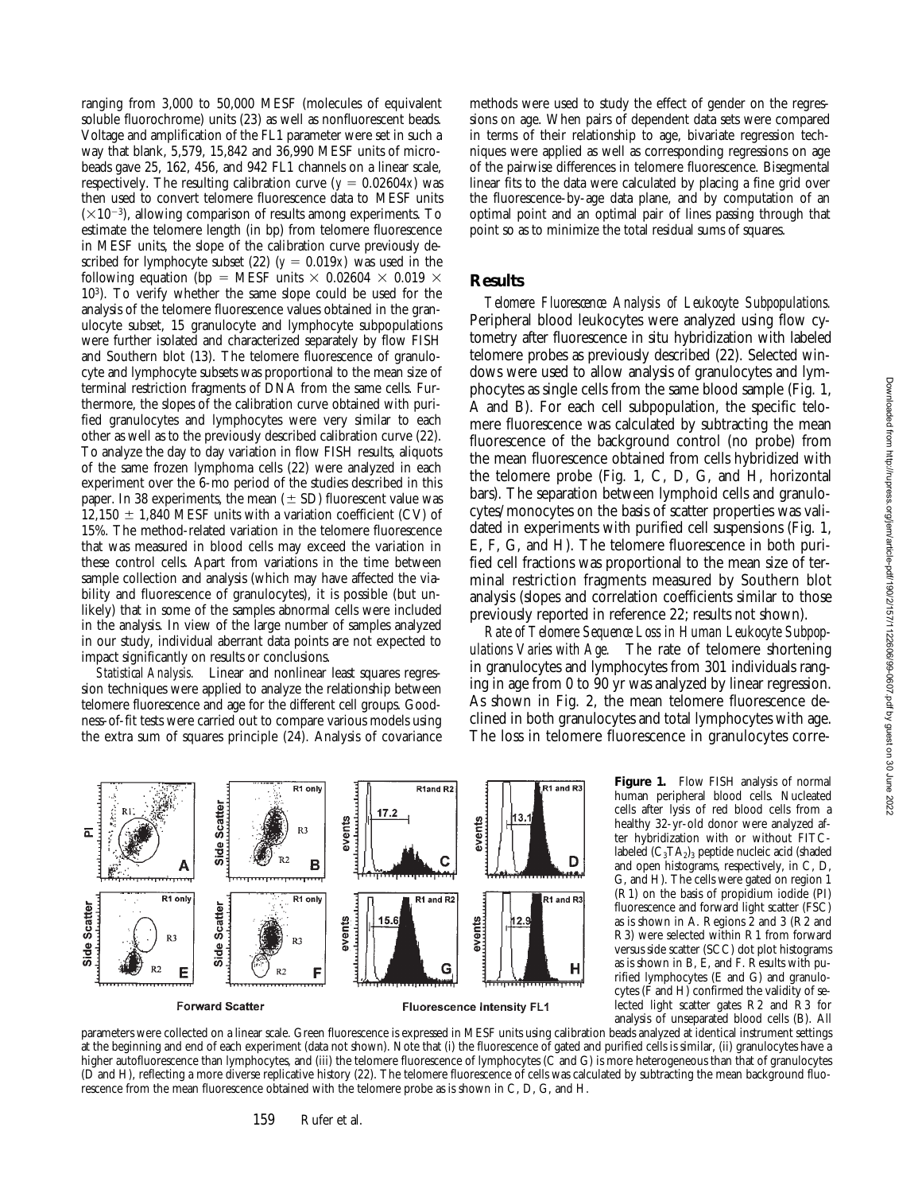ranging from 3,000 to 50,000 MESF (molecules of equivalent soluble fluorochrome) units (23) as well as nonfluorescent beads. Voltage and amplification of the FL1 parameter were set in such a way that blank, 5,579, 15,842 and 36,990 MESF units of microbeads gave 25, 162, 456, and 942 FL1 channels on a linear scale, respectively. The resulting calibration curve ($y = 0.02604x$) was then used to convert telomere fluorescence data to MESF units ($\times 10^{-3}$), allowing comparison of results among experiments. To estimate the telomere length (in bp) from telomere fluorescence in MESF units, the slope of the calibration curve previously described for lymphocyte subset (22) ($y = 0.019x$) was used in the following equation (bp = MESF units $\times$ 0.02604 $\times$ 0.019 $\times$ $10^3$). To verify whether the same slope could be used for the analysis of the telomere fluorescence values obtained in the granulocyte subset, 15 granulocyte and lymphocyte subpopulations were further isolated and characterized separately by flow FISH and Southern blot (13). The telomere fluorescence of granulocyte and lymphocyte subsets was proportional to the mean size of terminal restriction fragments of DNA from the same cells. Furthermore, the slopes of the calibration curve obtained with purified granulocytes and lymphocytes were very similar to each other as well as to the previously described calibration curve (22). To analyze the day to day variation in flow FISH results, aliquots of the same frozen lymphoma cells (22) were analyzed in each experiment over the 6-mo period of the studies described in this paper. In 38 experiments, the mean ($\pm$ SD) fluorescent value was 12,150 $\pm$ 1,840 MESF units with a variation coefficient (CV) of 15%. The method-related variation in the telomere fluorescence that was measured in blood cells may exceed the variation in these control cells. Apart from variations in the time between sample collection and analysis (which may have affected the viability and fluorescence of granulocytes), it is possible (but unlikely) that in some of the samples abnormal cells were included in the analysis. In view of the large number of samples analyzed in our study, individual aberrant data points are not expected to impact significantly on results or conclusions.

*Statistical Analysis.* Linear and nonlinear least squares regression techniques were applied to analyze the relationship between telomere fluorescence and age for the different cell groups. Goodness-of-fit tests were carried out to compare various models using the extra sum of squares principle (24). Analysis of covariance methods were used to study the effect of gender on the regressions on age. When pairs of dependent data sets were compared in terms of their relationship to age, bivariate regression techniques were applied as well as corresponding regressions on age of the pairwise differences in telomere fluorescence. Bisegmental linear fits to the data were calculated by placing a fine grid over the fluorescence-by-age data plane, and by computation of an optimal point and an optimal pair of lines passing through that point so as to minimize the total residual sums of squares.

## Results

*Telomere Fluorescence Analysis of Leukocyte Subpopulations.* Peripheral blood leukocytes were analyzed using flow cytometry after fluorescence in situ hybridization with labeled telomere probes as previously described (22). Selected windows were used to allow analysis of granulocytes and lymphocytes as single cells from the same blood sample (Fig. 1, A and B). For each cell subpopulation, the specific telomere fluorescence was calculated by subtracting the mean fluorescence of the background control (no probe) from the mean fluorescence obtained from cells hybridized with the telomere probe (Fig. 1, C, D, G, and H, horizontal bars). The separation between lymphoid cells and granulocytes/monocytes on the basis of scatter properties was validated in experiments with purified cell suspensions (Fig. 1, E, F, G, and H). The telomere fluorescence in both purified cell fractions was proportional to the mean size of terminal restriction fragments measured by Southern blot analysis (slopes and correlation coefficients similar to those previously reported in reference 22; results not shown).

*Rate of Telomere Sequence Loss in Human Leukocyte Subpopulations Varies with Age.* The rate of telomere shortening in granulocytes and lymphocytes from 301 individuals ranging in age from 0 to 90 yr was analyzed by linear regression. As shown in Fig. 2, the mean telomere fluorescence declined in both granulocytes and total lymphocytes with age. The loss in telomere fluorescence in granulocytes corre-

**Figure 1.** Flow FISH analysis of normal human peripheral blood cells. Nucleated cells after lysis of red blood cells from a healthy 32-yr-old donor were analyzed after hybridization with or without FITC-labeled $(C_3TA_2)_3$ peptide nucleic acid (shaded and open histograms, respectively, in C, D, G, and H). The cells were gated on region 1 (R1) on the basis of propidium iodide (PI) fluorescence and forward light scatter (FSC) as is shown in A. Regions 2 and 3 (R2 and R3) were selected within R1 from forward versus side scatter (SCC) dot plot histograms as is shown in B, E, and F. Results with purified lymphocytes (E and G) and granulocytes (F and H) confirmed the validity of selected light scatter gates R2 and R3 for analysis of unseparated blood cells (B). All parameters were collected on a linear scale. Green fluorescence is expressed in MESF units using calibration beads analyzed at identical instrument settings at the beginning and end of each experiment (data not shown). Note that (i) the fluorescence of gated and purified cells is similar, (ii) granulocytes have a higher autofluorescence than lymphocytes, and (iii) the telomere fluorescence of lymphocytes (C and G) is more heterogeneous than that of granulocytes (D and H), reflecting a more diverse replicative history (22). The telomere fluorescence of cells was calculated by subtracting the mean background fluorescence from the mean fluorescence obtained with the telomere probe as is shown in C, D, G, and H.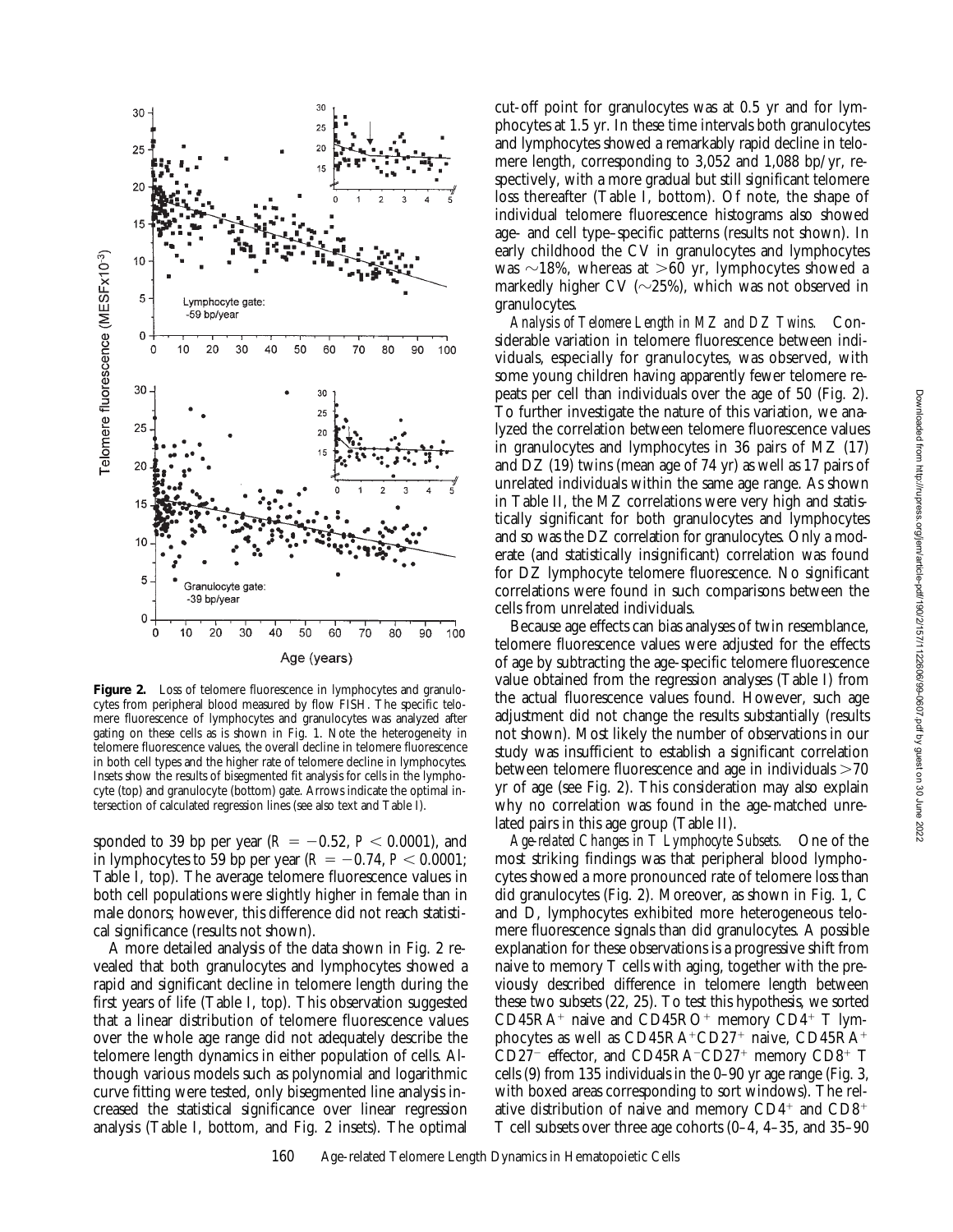**Figure 2.** Loss of telomere fluorescence in lymphocytes and granulocytes from peripheral blood measured by flow FISH. The specific telomere fluorescence of lymphocytes and granulocytes was analyzed after gating on these cells as is shown in Fig. 1. Note the heterogeneity in telomere fluorescence values, the overall decline in telomere fluorescence in both cell types and the higher rate of telomere decline in lymphocytes. Insets show the results of bisegmented fit analysis for cells in the lymphocyte (top) and granulocyte (bottom) gate. Arrows indicate the optimal intersection of calculated regression lines (see also text and Table I).

sponded to 39 bp per year ($R = -0.52$, $P < 0.0001$), and in lymphocytes to 59 bp per year ($R = -0.74$, $P < 0.0001$; Table I, top). The average telomere fluorescence values in both cell populations were slightly higher in female than in male donors; however, this difference did not reach statistical significance (results not shown).

A more detailed analysis of the data shown in Fig. 2 revealed that both granulocytes and lymphocytes showed a rapid and significant decline in telomere length during the first years of life (Table I, top). This observation suggested that a linear distribution of telomere fluorescence values over the whole age range did not adequately describe the telomere length dynamics in either population of cells. Although various models such as polynomial and logarithmic curve fitting were tested, only bisegmented line analysis increased the statistical significance over linear regression analysis (Table I, bottom, and Fig. 2 insets). The optimal cut-off point for granulocytes was at 0.5 yr and for lymphocytes at 1.5 yr. In these time intervals both granulocytes and lymphocytes showed a remarkably rapid decline in telomere length, corresponding to 3,052 and 1,088 bp/yr, respectively, with a more gradual but still significant telomere loss thereafter (Table I, bottom). Of note, the shape of individual telomere fluorescence histograms also showed age- and cell type–specific patterns (results not shown). In early childhood the CV in granulocytes and lymphocytes was ~18%, whereas at >60 yr, lymphocytes showed a markedly higher CV (~25%), which was not observed in granulocytes.

*Analysis of Telomere Length in MZ and DZ Twins.* Considerable variation in telomere fluorescence between individuals, especially for granulocytes, was observed, with some young children having apparently fewer telomere repeats per cell than individuals over the age of 50 (Fig. 2). To further investigate the nature of this variation, we analyzed the correlation between telomere fluorescence values in granulocytes and lymphocytes in 36 pairs of MZ (17) and DZ (19) twins (mean age of 74 yr) as well as 17 pairs of unrelated individuals within the same age range. As shown in Table II, the MZ correlations were very high and statistically significant for both granulocytes and lymphocytes and so was the DZ correlation for granulocytes. Only a moderate (and statistically insignificant) correlation was found for DZ lymphocyte telomere fluorescence. No significant correlations were found in such comparisons between the cells from unrelated individuals.

Because age effects can bias analyses of twin resemblance, telomere fluorescence values were adjusted for the effects of age by subtracting the age-specific telomere fluorescence value obtained from the regression analyses (Table I) from the actual fluorescence values found. However, such age adjustment did not change the results substantially (results not shown). Most likely the number of observations in our study was insufficient to establish a significant correlation between telomere fluorescence and age in individuals >70 yr of age (see Fig. 2). This consideration may also explain why no correlation was found in the age-matched unrelated pairs in this age group (Table II).

*Age-related Changes in T Lymphocyte Subsets.* One of the most striking findings was that peripheral blood lymphocytes showed a more pronounced rate of telomere loss than did granulocytes (Fig. 2). Moreover, as shown in Fig. 1, C and D, lymphocytes exhibited more heterogeneous telomere fluorescence signals than did granulocytes. A possible explanation for these observations is a progressive shift from naive to memory T cells with aging, together with the previously described difference in telomere length between these two subsets (22, 25). To test this hypothesis, we sorted CD45RA$^+$ naive and CD45RO$^+$ memory CD4$^+$ T lymphocytes as well as CD45RA$^+$CD27$^+$ naive, CD45RA$^+$CD27$^-$ effector, and CD45RA$^-$CD27$^+$ memory CD8$^+$ T cells (9) from 135 individuals in the 0–90 yr age range (Fig. 3, with boxed areas corresponding to sort windows). The relative distribution of naive and memory CD4$^+$ and CD8$^+$ T cell subsets over three age cohorts (0–4, 4–35, and 35–90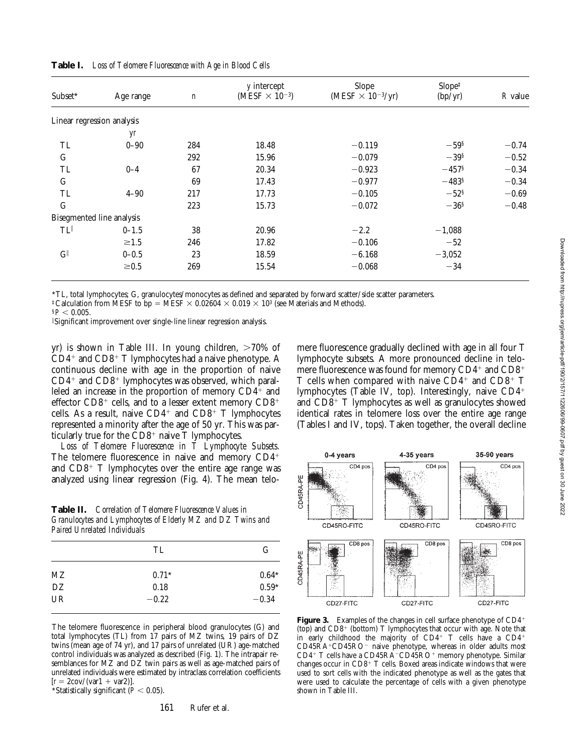**Table I.** *Loss of Telomere Fluorescence with Age in Blood Cells*

| Subset* | Age range | n | y intercept (MESF × $10^{-3}$) | Slope (MESF × $10^{-3}$/yr) | Slope‡ (bp/yr) | R value |
|---|---|---|---|---|---|---|
| Linear regression analysis | | | | | | |
| | yr | | | | | |
| TL | 0–90 | 284 | 18.48 | −0.119 | −59§ | −0.74 |
| G | | 292 | 15.96 | −0.079 | −39§ | −0.52 |
| TL | 0–4 | 67 | 20.34 | −0.923 | −457§ | −0.34 |
| G | | 69 | 17.43 | −0.977 | −483§ | −0.34 |
| TL | 4–90 | 217 | 17.73 | −0.105 | −52§ | −0.69 |
| G | | 223 | 15.73 | −0.072 | −36§ | −0.48 |
| Bisegmented line analysis | | | | | | |
| TL‖ | 0–1.5 | 38 | 20.96 | −2.2 | −1,088 | |
| | ≥1.5 | 246 | 17.82 | −0.106 | −52 | |
| G‖ | 0–0.5 | 23 | 18.59 | −6.168 | −3,052 | |
| | ≥0.5 | 269 | 15.54 | −0.068 | −34 | |

*TL, total lymphocytes; G, granulocytes/monocytes as defined and separated by forward scatter/side scatter parameters.

‡Calculation from MESF to bp = MESF × 0.02604 × 0.019 × $10^3$ (see Materials and Methods).

§$P < 0.005$.

‖Significant improvement over single-line linear regression analysis.

yr) is shown in Table III. In young children, >70% of $CD4^+$ and $CD8^+$ T lymphocytes had a naive phenotype. A continuous decline with age in the proportion of naive $CD4^+$ and $CD8^+$ lymphocytes was observed, which paralleled an increase in the proportion of memory $CD4^+$ and effector $CD8^+$ cells, and to a lesser extent memory $CD8^+$ cells. As a result, naive $CD4^+$ and $CD8^+$ T lymphocytes represented a minority after the age of 50 yr. This was particularly true for the $CD8^+$ naive T lymphocytes.

*Loss of Telomere Fluorescence in T Lymphocyte Subsets.* The telomere fluorescence in naive and memory $CD4^+$ and $CD8^+$ T lymphocytes over the entire age range was analyzed using linear regression (Fig. 4). The mean telomere fluorescence gradually declined with age in all four T lymphocyte subsets. A more pronounced decline in telomere fluorescence was found for memory $CD4^+$ and $CD8^+$ T cells when compared with naive $CD4^+$ and $CD8^+$ T lymphocytes (Table IV, top). Interestingly, naive $CD4^+$ and $CD8^+$ T lymphocytes as well as granulocytes showed identical rates in telomere loss over the entire age range (Tables I and IV, tops). Taken together, the overall decline

**Table II.** *Correlation of Telomere Fluorescence Values in Granulocytes and Lymphocytes of Elderly MZ and DZ Twins and Paired Unrelated Individuals*

| | TL | G |
|---|---|---|
| MZ | 0.71* | 0.64* |
| DZ | 0.18 | 0.59* |
| UR | −0.22 | −0.34 |

The telomere fluorescence in peripheral blood granulocytes (G) and total lymphocytes (TL) from 17 pairs of MZ twins, 19 pairs of DZ twins (mean age of 74 yr), and 17 pairs of unrelated (UR) age-matched control individuals was analyzed as described (Fig. 1). The intrapair resemblances for MZ and DZ twin pairs as well as age-matched pairs of unrelated individuals were estimated by intraclass correlation coefficients [$r = 2\text{cov}/(\text{var}1 + \text{var}2)$].

*Statistically significant ($P < 0.05$).

**Figure 3.** Examples of the changes in cell surface phenotype of $CD4^+$ (top) and $CD8^+$ (bottom) T lymphocytes that occur with age. Note that in early childhood the majority of $CD4^+$ T cells have a $CD4^+CD45RA^+CD45RO^-$ naive phenotype, whereas in older adults most $CD4^+$ T cells have a $CD45RA^-CD45RO^+$ memory phenotype. Similar changes occur in $CD8^+$ T cells. Boxed areas indicate windows that were used to sort cells with the indicated phenotype as well as the gates that were used to calculate the percentage of cells with a given phenotype shown in Table III.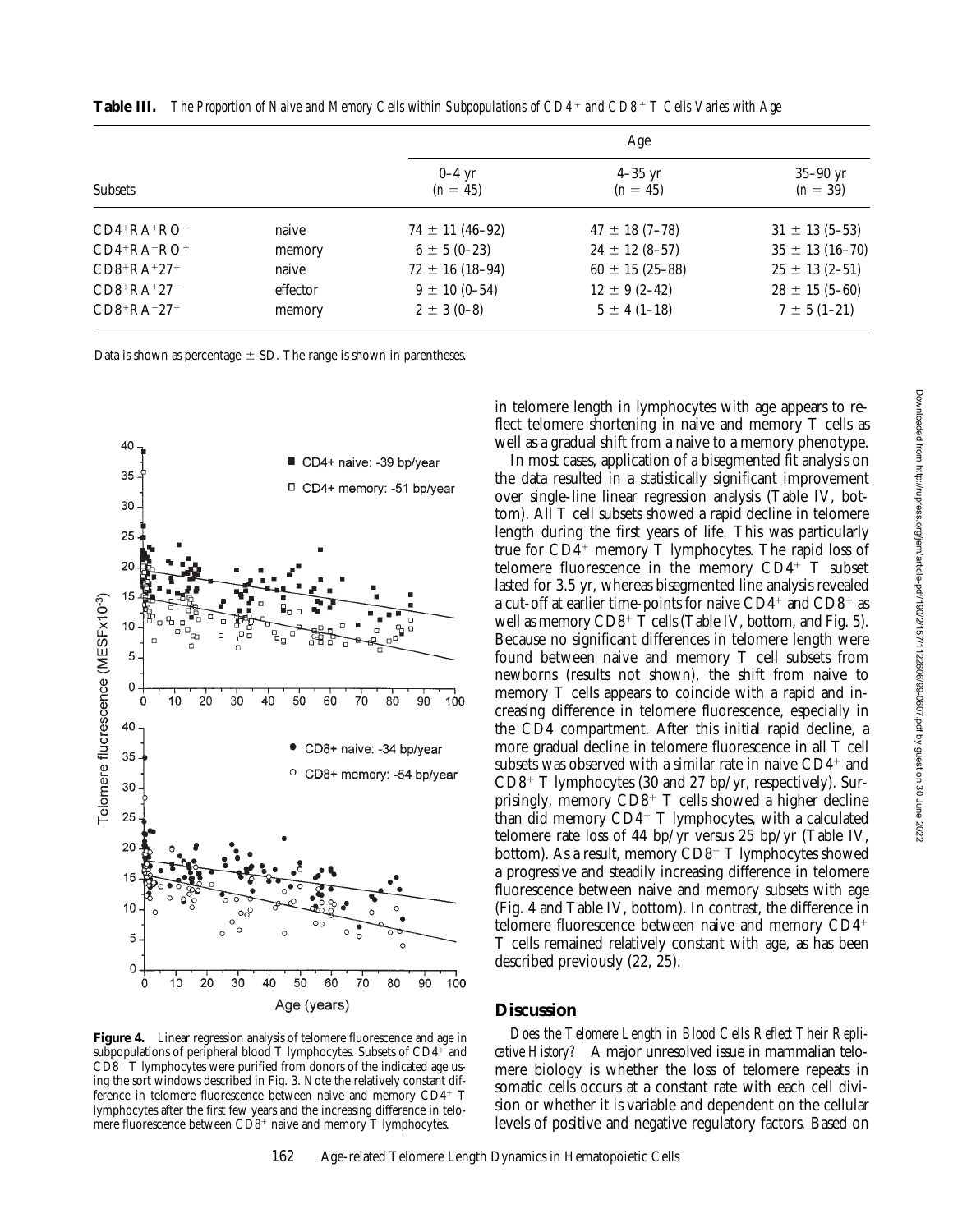**Table III.** *The Proportion of Naive and Memory Cells within Subpopulations of CD4$^+$ and CD8$^+$ T Cells Varies with Age*

| Subsets | | Age | | |
|---|---|---|---|---|
| | | 0–4 yr ($n$ = 45) | 4–35 yr ($n$ = 45) | 35–90 yr ($n$ = 39) |
| CD4$^+$RA$^+$RO$^-$ | naive | 74 ± 11 (46–92) | 47 ± 18 (7–78) | 31 ± 13 (5–53) |
| CD4$^+$RA$^-$RO$^+$ | memory | 6 ± 5 (0–23) | 24 ± 12 (8–57) | 35 ± 13 (16–70) |
| CD8$^+$RA$^+$27$^+$ | naive | 72 ± 16 (18–94) | 60 ± 15 (25–88) | 25 ± 13 (2–51) |
| CD8$^+$RA$^+$27$^-$ | effector | 9 ± 10 (0–54) | 12 ± 9 (2–42) | 28 ± 15 (5–60) |
| CD8$^+$RA$^-$27$^+$ | memory | 2 ± 3 (0–8) | 5 ± 4 (1–18) | 7 ± 5 (1–21) |

Data is shown as percentage ± SD. The range is shown in parentheses.

**Figure 4.** Linear regression analysis of telomere fluorescence and age in subpopulations of peripheral blood T lymphocytes. Subsets of CD4$^+$ and CD8$^+$ T lymphocytes were purified from donors of the indicated age using the sort windows described in Fig. 3. Note the relatively constant difference in telomere fluorescence between naive and memory CD4$^+$ T lymphocytes after the first few years and the increasing difference in telomere fluorescence between CD8$^+$ naive and memory T lymphocytes.

in telomere length in lymphocytes with age appears to reflect telomere shortening in naive and memory T cells as well as a gradual shift from a naive to a memory phenotype.

In most cases, application of a bisegmented fit analysis on the data resulted in a statistically significant improvement over single-line linear regression analysis (Table IV, bottom). All T cell subsets showed a rapid decline in telomere length during the first years of life. This was particularly true for CD4$^+$ memory T lymphocytes. The rapid loss of telomere fluorescence in the memory CD4$^+$ T subset lasted for 3.5 yr, whereas bisegmented line analysis revealed a cut-off at earlier time-points for naive CD4$^+$ and CD8$^+$ as well as memory CD8$^+$ T cells (Table IV, bottom, and Fig. 5). Because no significant differences in telomere length were found between naive and memory T cell subsets from newborns (results not shown), the shift from naive to memory T cells appears to coincide with a rapid and increasing difference in telomere fluorescence, especially in the CD4 compartment. After this initial rapid decline, a more gradual decline in telomere fluorescence in all T cell subsets was observed with a similar rate in naive CD4$^+$ and CD8$^+$ T lymphocytes (30 and 27 bp/yr, respectively). Surprisingly, memory CD8$^+$ T cells showed a higher decline than did memory CD4$^+$ T lymphocytes, with a calculated telomere rate loss of 44 bp/yr versus 25 bp/yr (Table IV, bottom). As a result, memory CD8$^+$ T lymphocytes showed a progressive and steadily increasing difference in telomere fluorescence between naive and memory subsets with age (Fig. 4 and Table IV, bottom). In contrast, the difference in telomere fluorescence between naive and memory CD4$^+$ T cells remained relatively constant with age, as has been described previously (22, 25).

## Discussion

*Does the Telomere Length in Blood Cells Reflect Their Replicative History?* A major unresolved issue in mammalian telomere biology is whether the loss of telomere repeats in somatic cells occurs at a constant rate with each cell division or whether it is variable and dependent on the cellular levels of positive and negative regulatory factors. Based on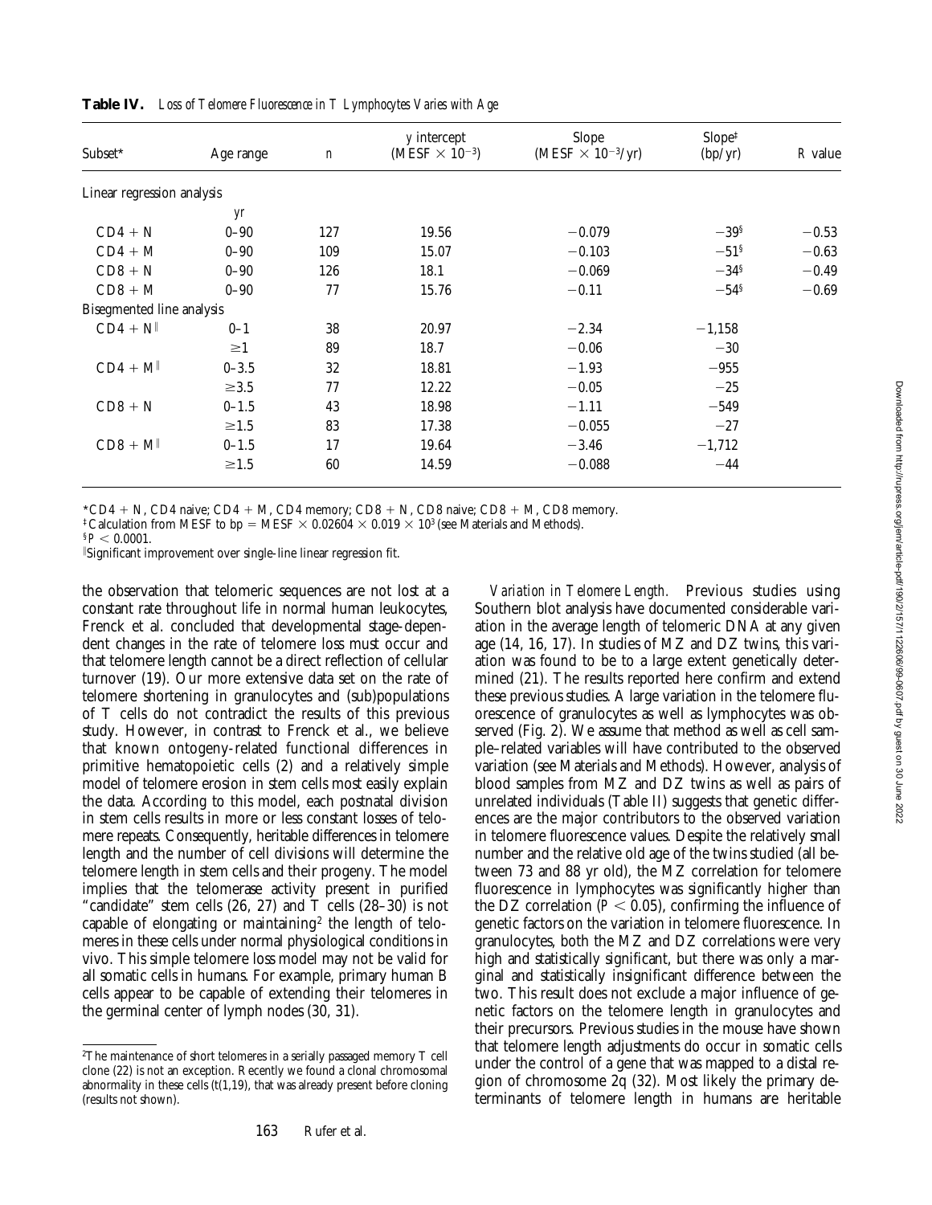**Table IV.** *Loss of Telomere Fluorescence in T Lymphocytes Varies with Age*

| Subset* | Age range | *n* | *y* intercept (MESF × $10^{-3}$) | Slope (MESF × $10^{-3}$/yr) | Slope‡ (bp/yr) | *R* value |
|---|---|---|---|---|---|---|
| Linear regression analysis | | | | | | |
| | *yr* | | | | | |
| CD4 + N | 0–90 | 127 | 19.56 | −0.079 | −39§ | −0.53 |
| CD4 + M | 0–90 | 109 | 15.07 | −0.103 | −51§ | −0.63 |
| CD8 + N | 0–90 | 126 | 18.1 | −0.069 | −34§ | −0.49 |
| CD8 + M | 0–90 | 77 | 15.76 | −0.11 | −54§ | −0.69 |
| Bisegmented line analysis | | | | | | |
| CD4 + N‖ | 0–1 | 38 | 20.97 | −2.34 | −1,158 | |
| | ≥1 | 89 | 18.7 | −0.06 | −30 | |
| CD4 + M‖ | 0–3.5 | 32 | 18.81 | −1.93 | −955 | |
| | ≥3.5 | 77 | 12.22 | −0.05 | −25 | |
| CD8 + N | 0–1.5 | 43 | 18.98 | −1.11 | −549 | |
| | ≥1.5 | 83 | 17.38 | −0.055 | −27 | |
| CD8 + M‖ | 0–1.5 | 17 | 19.64 | −3.46 | −1,712 | |
| | ≥1.5 | 60 | 14.59 | −0.088 | −44 | |

*CD4 + N, CD4 naive; CD4 + M, CD4 memory; CD8 + N, CD8 naive; CD8 + M, CD8 memory.

‡Calculation from MESF to bp = MESF × 0.02604 × 0.019 × $10^3$ (see Materials and Methods).

§$P < 0.0001$.

‖Significant improvement over single-line linear regression fit.

the observation that telomeric sequences are not lost at a constant rate throughout life in normal human leukocytes, Frenck et al. concluded that developmental stage–dependent changes in the rate of telomere loss must occur and that telomere length cannot be a direct reflection of cellular turnover (19). Our more extensive data set on the rate of telomere shortening in granulocytes and (sub)populations of T cells do not contradict the results of this previous study. However, in contrast to Frenck et al., we believe that known ontogeny-related functional differences in primitive hematopoietic cells (2) and a relatively simple model of telomere erosion in stem cells most easily explain the data. According to this model, each postnatal division in stem cells results in more or less constant losses of telomere repeats. Consequently, heritable differences in telomere length and the number of cell divisions will determine the telomere length in stem cells and their progeny. The model implies that the telomerase activity present in purified "candidate" stem cells (26, 27) and T cells (28–30) is not capable of elongating or maintaining[2] the length of telomeres in these cells under normal physiological conditions in vivo. This simple telomere loss model may not be valid for all somatic cells in humans. For example, primary human B cells appear to be capable of extending their telomeres in the germinal center of lymph nodes (30, 31).

*Variation in Telomere Length.* Previous studies using Southern blot analysis have documented considerable variation in the average length of telomeric DNA at any given age (14, 16, 17). In studies of MZ and DZ twins, this variation was found to be to a large extent genetically determined (21). The results reported here confirm and extend these previous studies. A large variation in the telomere fluorescence of granulocytes as well as lymphocytes was observed (Fig. 2). We assume that method as well as cell sample–related variables will have contributed to the observed variation (see Materials and Methods). However, analysis of blood samples from MZ and DZ twins as well as pairs of unrelated individuals (Table II) suggests that genetic differences are the major contributors to the observed variation in telomere fluorescence values. Despite the relatively small number and the relative old age of the twins studied (all between 73 and 88 yr old), the MZ correlation for telomere fluorescence in lymphocytes was significantly higher than the DZ correlation ($P < 0.05$), confirming the influence of genetic factors on the variation in telomere fluorescence. In granulocytes, both the MZ and DZ correlations were very high and statistically significant, but there was only a marginal and statistically insignificant difference between the two. This result does not exclude a major influence of genetic factors on the telomere length in granulocytes and their precursors. Previous studies in the mouse have shown that telomere length adjustments do occur in somatic cells under the control of a gene that was mapped to a distal region of chromosome 2q (32). Most likely the primary determinants of telomere length in humans are heritable

[2]The maintenance of short telomeres in a serially passaged memory T cell clone (22) is not an exception. Recently we found a clonal chromosomal abnormality in these cells (t(1,19), that was already present before cloning (results not shown).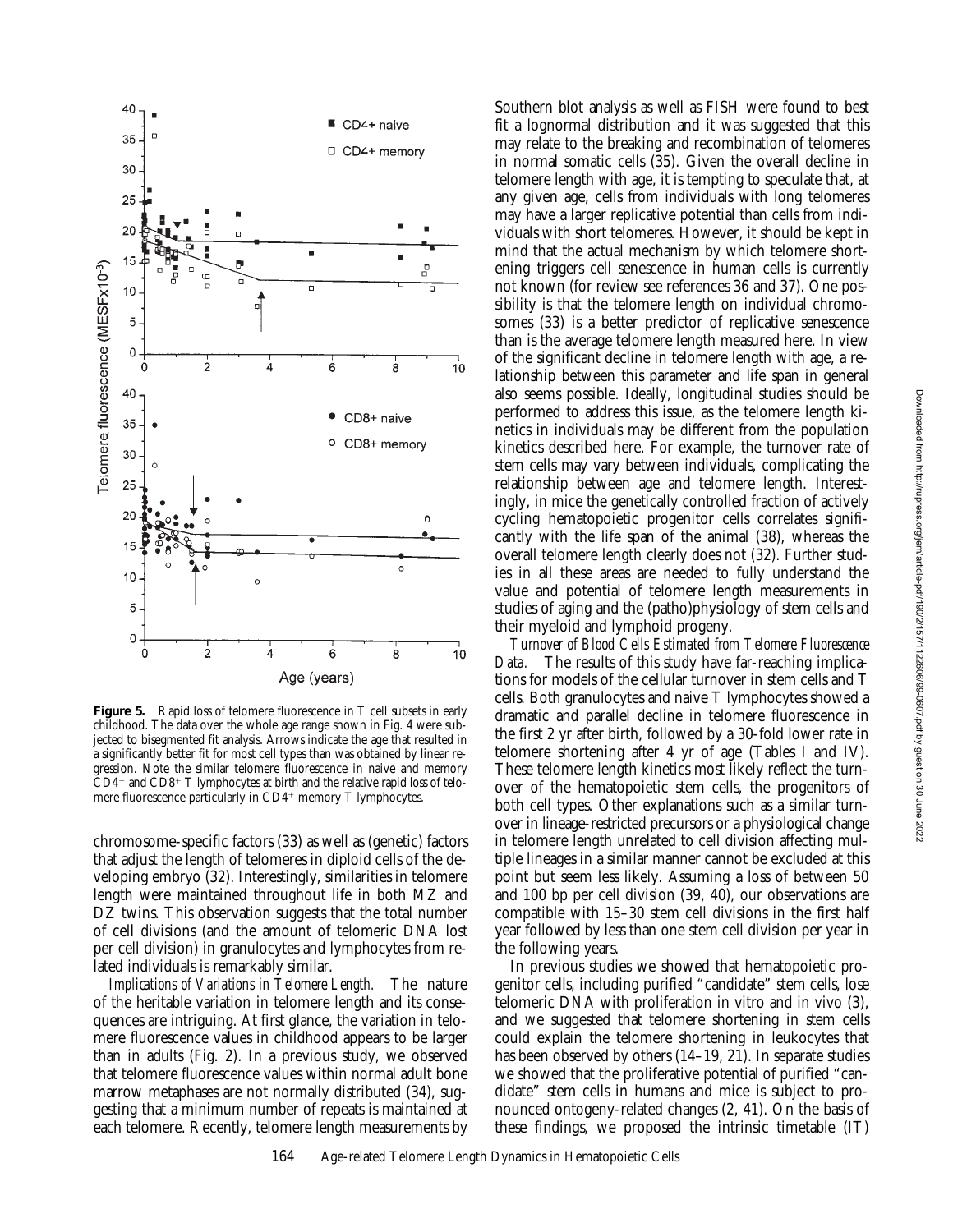**Figure 5.** Rapid loss of telomere fluorescence in T cell subsets in early childhood. The data over the whole age range shown in Fig. 4 were subjected to bisegmented fit analysis. Arrows indicate the age that resulted in a significantly better fit for most cell types than was obtained by linear regression. Note the similar telomere fluorescence in naive and memory $CD4^+$ and $CD8^+$ T lymphocytes at birth and the relative rapid loss of telomere fluorescence particularly in $CD4^+$ memory T lymphocytes.

chromosome-specific factors (33) as well as (genetic) factors that adjust the length of telomeres in diploid cells of the developing embryo (32). Interestingly, similarities in telomere length were maintained throughout life in both MZ and DZ twins. This observation suggests that the total number of cell divisions (and the amount of telomeric DNA lost per cell division) in granulocytes and lymphocytes from related individuals is remarkably similar.

*Implications of Variations in Telomere Length.* The nature of the heritable variation in telomere length and its consequences are intriguing. At first glance, the variation in telomere fluorescence values in childhood appears to be larger than in adults (Fig. 2). In a previous study, we observed that telomere fluorescence values within normal adult bone marrow metaphases are not normally distributed (34), suggesting that a minimum number of repeats is maintained at each telomere. Recently, telomere length measurements by Southern blot analysis as well as FISH were found to best fit a lognormal distribution and it was suggested that this may relate to the breaking and recombination of telomeres in normal somatic cells (35). Given the overall decline in telomere length with age, it is tempting to speculate that, at any given age, cells from individuals with long telomeres may have a larger replicative potential than cells from individuals with short telomeres. However, it should be kept in mind that the actual mechanism by which telomere shortening triggers cell senescence in human cells is currently not known (for review see references 36 and 37). One possibility is that the telomere length on individual chromosomes (33) is a better predictor of replicative senescence than is the average telomere length measured here. In view of the significant decline in telomere length with age, a relationship between this parameter and life span in general also seems possible. Ideally, longitudinal studies should be performed to address this issue, as the telomere length kinetics in individuals may be different from the population kinetics described here. For example, the turnover rate of stem cells may vary between individuals, complicating the relationship between age and telomere length. Interestingly, in mice the genetically controlled fraction of actively cycling hematopoietic progenitor cells correlates significantly with the life span of the animal (38), whereas the overall telomere length clearly does not (32). Further studies in all these areas are needed to fully understand the value and potential of telomere length measurements in studies of aging and the (patho)physiology of stem cells and their myeloid and lymphoid progeny.

*Turnover of Blood Cells Estimated from Telomere Fluorescence Data.* The results of this study have far-reaching implications for models of the cellular turnover in stem cells and T cells. Both granulocytes and naive T lymphocytes showed a dramatic and parallel decline in telomere fluorescence in the first 2 yr after birth, followed by a 30-fold lower rate in telomere shortening after 4 yr of age (Tables I and IV). These telomere length kinetics most likely reflect the turnover of the hematopoietic stem cells, the progenitors of both cell types. Other explanations such as a similar turnover in lineage-restricted precursors or a physiological change in telomere length unrelated to cell division affecting multiple lineages in a similar manner cannot be excluded at this point but seem less likely. Assuming a loss of between 50 and 100 bp per cell division (39, 40), our observations are compatible with 15–30 stem cell divisions in the first half year followed by less than one stem cell division per year in the following years.

In previous studies we showed that hematopoietic progenitor cells, including purified "candidate" stem cells, lose telomeric DNA with proliferation in vitro and in vivo (3), and we suggested that telomere shortening in stem cells could explain the telomere shortening in leukocytes that has been observed by others (14–19, 21). In separate studies we showed that the proliferative potential of purified "candidate" stem cells in humans and mice is subject to pronounced ontogeny-related changes (2, 41). On the basis of these findings, we proposed the intrinsic timetable (IT)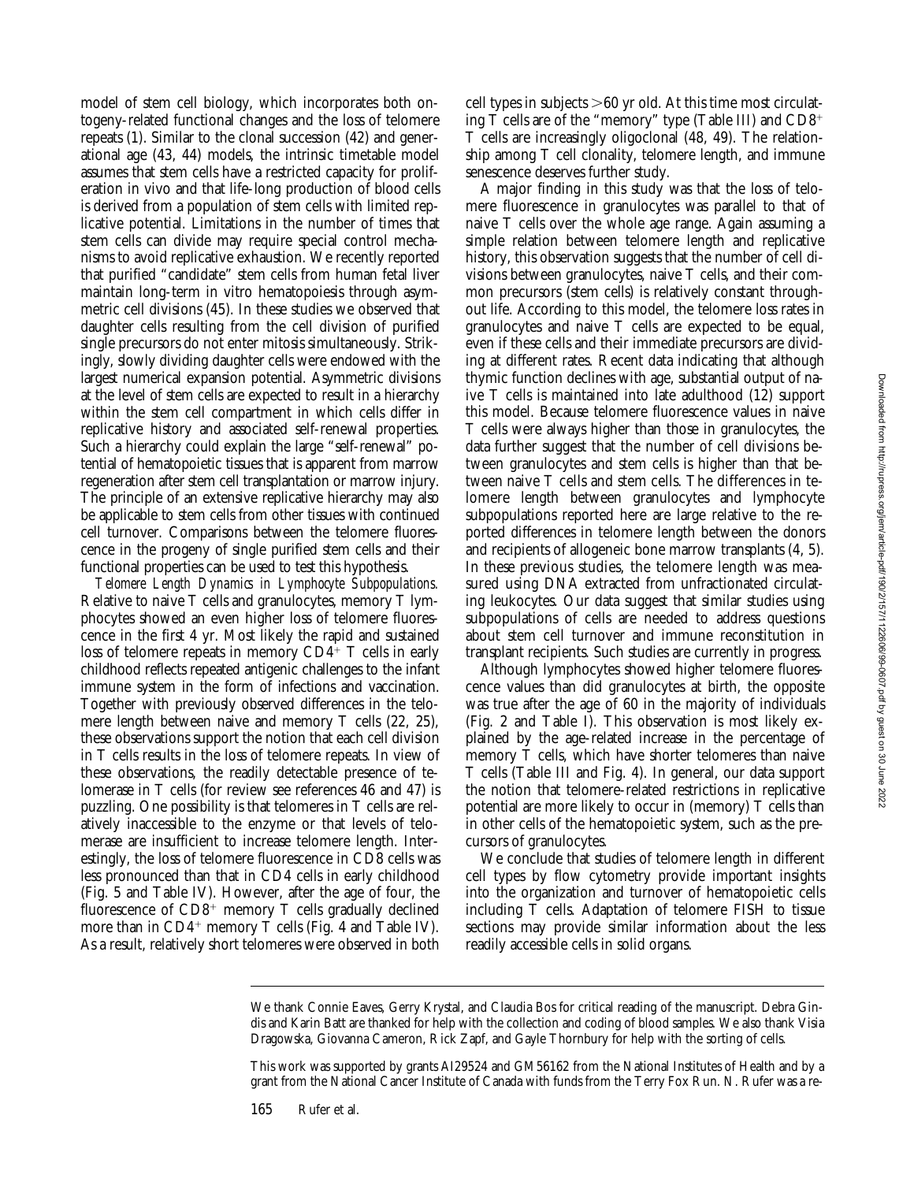model of stem cell biology, which incorporates both ontogeny-related functional changes and the loss of telomere repeats (1). Similar to the clonal succession (42) and generational age (43, 44) models, the intrinsic timetable model assumes that stem cells have a restricted capacity for proliferation in vivo and that life-long production of blood cells is derived from a population of stem cells with limited replicative potential. Limitations in the number of times that stem cells can divide may require special control mechanisms to avoid replicative exhaustion. We recently reported that purified "candidate" stem cells from human fetal liver maintain long-term in vitro hematopoiesis through asymmetric cell divisions (45). In these studies we observed that daughter cells resulting from the cell division of purified single precursors do not enter mitosis simultaneously. Strikingly, slowly dividing daughter cells were endowed with the largest numerical expansion potential. Asymmetric divisions at the level of stem cells are expected to result in a hierarchy within the stem cell compartment in which cells differ in replicative history and associated self-renewal properties. Such a hierarchy could explain the large "self-renewal" potential of hematopoietic tissues that is apparent from marrow regeneration after stem cell transplantation or marrow injury. The principle of an extensive replicative hierarchy may also be applicable to stem cells from other tissues with continued cell turnover. Comparisons between the telomere fluorescence in the progeny of single purified stem cells and their functional properties can be used to test this hypothesis.

*Telomere Length Dynamics in Lymphocyte Subpopulations.* Relative to naive T cells and granulocytes, memory T lymphocytes showed an even higher loss of telomere fluorescence in the first 4 yr. Most likely the rapid and sustained loss of telomere repeats in memory $CD4^+$ T cells in early childhood reflects repeated antigenic challenges to the infant immune system in the form of infections and vaccination. Together with previously observed differences in the telomere length between naive and memory T cells (22, 25), these observations support the notion that each cell division in T cells results in the loss of telomere repeats. In view of these observations, the readily detectable presence of telomerase in T cells (for review see references 46 and 47) is puzzling. One possibility is that telomeres in T cells are relatively inaccessible to the enzyme or that levels of telomerase are insufficient to increase telomere length. Interestingly, the loss of telomere fluorescence in CD8 cells was less pronounced than that in CD4 cells in early childhood (Fig. 5 and Table IV). However, after the age of four, the fluorescence of $CD8^+$ memory T cells gradually declined more than in $CD4^+$ memory T cells (Fig. 4 and Table IV). As a result, relatively short telomeres were observed in both cell types in subjects >60 yr old. At this time most circulating T cells are of the "memory" type (Table III) and $CD8^+$ T cells are increasingly oligoclonal (48, 49). The relationship among T cell clonality, telomere length, and immune senescence deserves further study.

A major finding in this study was that the loss of telomere fluorescence in granulocytes was parallel to that of naive T cells over the whole age range. Again assuming a simple relation between telomere length and replicative history, this observation suggests that the number of cell divisions between granulocytes, naive T cells, and their common precursors (stem cells) is relatively constant throughout life. According to this model, the telomere loss rates in granulocytes and naive T cells are expected to be equal, even if these cells and their immediate precursors are dividing at different rates. Recent data indicating that although thymic function declines with age, substantial output of naive T cells is maintained into late adulthood (12) support this model. Because telomere fluorescence values in naive T cells were always higher than those in granulocytes, the data further suggest that the number of cell divisions between granulocytes and stem cells is higher than that between naive T cells and stem cells. The differences in telomere length between granulocytes and lymphocyte subpopulations reported here are large relative to the reported differences in telomere length between the donors and recipients of allogeneic bone marrow transplants (4, 5). In these previous studies, the telomere length was measured using DNA extracted from unfractionated circulating leukocytes. Our data suggest that similar studies using subpopulations of cells are needed to address questions about stem cell turnover and immune reconstitution in transplant recipients. Such studies are currently in progress.

Although lymphocytes showed higher telomere fluorescence values than did granulocytes at birth, the opposite was true after the age of 60 in the majority of individuals (Fig. 2 and Table I). This observation is most likely explained by the age-related increase in the percentage of memory T cells, which have shorter telomeres than naive T cells (Table III and Fig. 4). In general, our data support the notion that telomere-related restrictions in replicative potential are more likely to occur in (memory) T cells than in other cells of the hematopoietic system, such as the precursors of granulocytes.

We conclude that studies of telomere length in different cell types by flow cytometry provide important insights into the organization and turnover of hematopoietic cells including T cells. Adaptation of telomere FISH to tissue sections may provide similar information about the less readily accessible cells in solid organs.

---

We thank Connie Eaves, Gerry Krystal, and Claudia Bos for critical reading of the manuscript. Debra Gindis and Karin Batt are thanked for help with the collection and coding of blood samples. We also thank Visia Dragowska, Giovanna Cameron, Rick Zapf, and Gayle Thornbury for help with the sorting of cells.

This work was supported by grants AI29524 and GM56162 from the National Institutes of Health and by a grant from the National Cancer Institute of Canada with funds from the Terry Fox Run. N. Rufer was a re-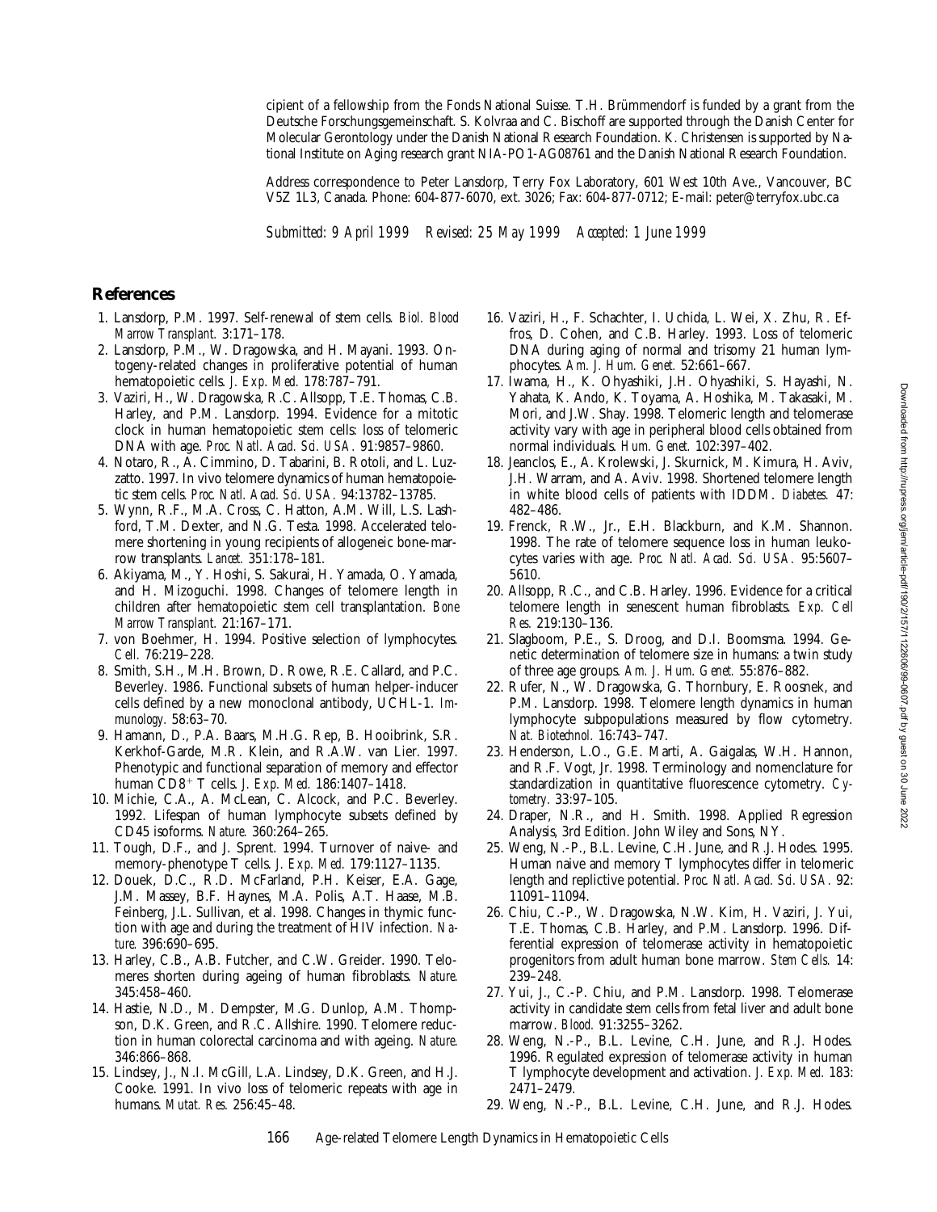cipient of a fellowship from the Fonds National Suisse. T.H. Brümmendorf is funded by a grant from the Deutsche Forschungsgemeinschaft. S. Kolvraa and C. Bischoff are supported through the Danish Center for Molecular Gerontology under the Danish National Research Foundation. K. Christensen is supported by National Institute on Aging research grant NIA-PO1-AG08761 and the Danish National Research Foundation.

Address correspondence to Peter Lansdorp, Terry Fox Laboratory, 601 West 10th Ave., Vancouver, BC V5Z 1L3, Canada. Phone: 604-877-6070, ext. 3026; Fax: 604-877-0712; E-mail: peter@terryfox.ubc.ca

*Submitted: 9 April 1999 Revised: 25 May 1999 Accepted: 1 June 1999*

## References

1. Lansdorp, P.M. 1997. Self-renewal of stem cells. *Biol. Blood Marrow Transplant.* 3:171–178.
2. Lansdorp, P.M., W. Dragowska, and H. Mayani. 1993. Ontogeny-related changes in proliferative potential of human hematopoietic cells. *J. Exp. Med.* 178:787–791.
3. Vaziri, H., W. Dragowska, R.C. Allsopp, T.E. Thomas, C.B. Harley, and P.M. Lansdorp. 1994. Evidence for a mitotic clock in human hematopoietic stem cells: loss of telomeric DNA with age. *Proc. Natl. Acad. Sci. USA.* 91:9857–9860.
4. Notaro, R., A. Cimmino, D. Tabarini, B. Rotoli, and L. Luzzatto. 1997. In vivo telomere dynamics of human hematopoietic stem cells. *Proc. Natl. Acad. Sci. USA.* 94:13782–13785.
5. Wynn, R.F., M.A. Cross, C. Hatton, A.M. Will, L.S. Lashford, T.M. Dexter, and N.G. Testa. 1998. Accelerated telomere shortening in young recipients of allogeneic bone-marrow transplants. *Lancet.* 351:178–181.
6. Akiyama, M., Y. Hoshi, S. Sakurai, H. Yamada, O. Yamada, and H. Mizoguchi. 1998. Changes of telomere length in children after hematopoietic stem cell transplantation. *Bone Marrow Transplant.* 21:167–171.
7. von Boehmer, H. 1994. Positive selection of lymphocytes. *Cell.* 76:219–228.
8. Smith, S.H., M.H. Brown, D. Rowe, R.E. Callard, and P.C. Beverley. 1986. Functional subsets of human helper-inducer cells defined by a new monoclonal antibody, UCHL-1. *Immunology.* 58:63–70.
9. Hamann, D., P.A. Baars, M.H.G. Rep, B. Hooibrink, S.R. Kerkhof-Garde, M.R. Klein, and R.A.W. van Lier. 1997. Phenotypic and functional separation of memory and effector human $CD8^+$ T cells. *J. Exp. Med.* 186:1407–1418.
10. Michie, C.A., A. McLean, C. Alcock, and P.C. Beverley. 1992. Lifespan of human lymphocyte subsets defined by CD45 isoforms. *Nature.* 360:264–265.
11. Tough, D.F., and J. Sprent. 1994. Turnover of naive- and memory-phenotype T cells. *J. Exp. Med.* 179:1127–1135.
12. Douek, D.C., R.D. McFarland, P.H. Keiser, E.A. Gage, J.M. Massey, B.F. Haynes, M.A. Polis, A.T. Haase, M.B. Feinberg, J.L. Sullivan, et al. 1998. Changes in thymic function with age and during the treatment of HIV infection. *Nature.* 396:690–695.
13. Harley, C.B., A.B. Futcher, and C.W. Greider. 1990. Telomeres shorten during ageing of human fibroblasts. *Nature.* 345:458–460.
14. Hastie, N.D., M. Dempster, M.G. Dunlop, A.M. Thompson, D.K. Green, and R.C. Allshire. 1990. Telomere reduction in human colorectal carcinoma and with ageing. *Nature.* 346:866–868.
15. Lindsey, J., N.I. McGill, L.A. Lindsey, D.K. Green, and H.J. Cooke. 1991. In vivo loss of telomeric repeats with age in humans. *Mutat. Res.* 256:45–48.
16. Vaziri, H., F. Schachter, I. Uchida, L. Wei, X. Zhu, R. Effros, D. Cohen, and C.B. Harley. 1993. Loss of telomeric DNA during aging of normal and trisomy 21 human lymphocytes. *Am. J. Hum. Genet.* 52:661–667.
17. Iwama, H., K. Ohyashiki, J.H. Ohyashiki, S. Hayashi, N. Yahata, K. Ando, K. Toyama, A. Hoshika, M. Takasaki, M. Mori, and J.W. Shay. 1998. Telomeric length and telomerase activity vary with age in peripheral blood cells obtained from normal individuals. *Hum. Genet.* 102:397–402.
18. Jeanclos, E., A. Krolewski, J. Skurnick, M. Kimura, H. Aviv, J.H. Warram, and A. Aviv. 1998. Shortened telomere length in white blood cells of patients with IDDM. *Diabetes.* 47: 482–486.
19. Frenck, R.W., Jr., E.H. Blackburn, and K.M. Shannon. 1998. The rate of telomere sequence loss in human leukocytes varies with age. *Proc. Natl. Acad. Sci. USA.* 95:5607–5610.
20. Allsopp, R.C., and C.B. Harley. 1996. Evidence for a critical telomere length in senescent human fibroblasts. *Exp. Cell Res.* 219:130–136.
21. Slagboom, P.E., S. Droog, and D.I. Boomsma. 1994. Genetic determination of telomere size in humans: a twin study of three age groups. *Am. J. Hum. Genet.* 55:876–882.
22. Rufer, N., W. Dragowska, G. Thornbury, E. Roosnek, and P.M. Lansdorp. 1998. Telomere length dynamics in human lymphocyte subpopulations measured by flow cytometry. *Nat. Biotechnol.* 16:743–747.
23. Henderson, L.O., G.E. Marti, A. Gaigalas, W.H. Hannon, and R.F. Vogt, Jr. 1998. Terminology and nomenclature for standardization in quantitative fluorescence cytometry. *Cytometry.* 33:97–105.
24. Draper, N.R., and H. Smith. 1998. Applied Regression Analysis, 3rd Edition. John Wiley and Sons, NY.
25. Weng, N.-P., B.L. Levine, C.H. June, and R.J. Hodes. 1995. Human naive and memory T lymphocytes differ in telomeric length and replictive potential. *Proc. Natl. Acad. Sci. USA.* 92: 11091–11094.
26. Chiu, C.-P., W. Dragowska, N.W. Kim, H. Vaziri, J. Yui, T.E. Thomas, C.B. Harley, and P.M. Lansdorp. 1996. Differential expression of telomerase activity in hematopoietic progenitors from adult human bone marrow. *Stem Cells.* 14: 239–248.
27. Yui, J., C.-P. Chiu, and P.M. Lansdorp. 1998. Telomerase activity in candidate stem cells from fetal liver and adult bone marrow. *Blood.* 91:3255–3262.
28. Weng, N.-P., B.L. Levine, C.H. June, and R.J. Hodes. 1996. Regulated expression of telomerase activity in human T lymphocyte development and activation. *J. Exp. Med.* 183: 2471–2479.
29. Weng, N.-P., B.L. Levine, C.H. June, and R.J. Hodes.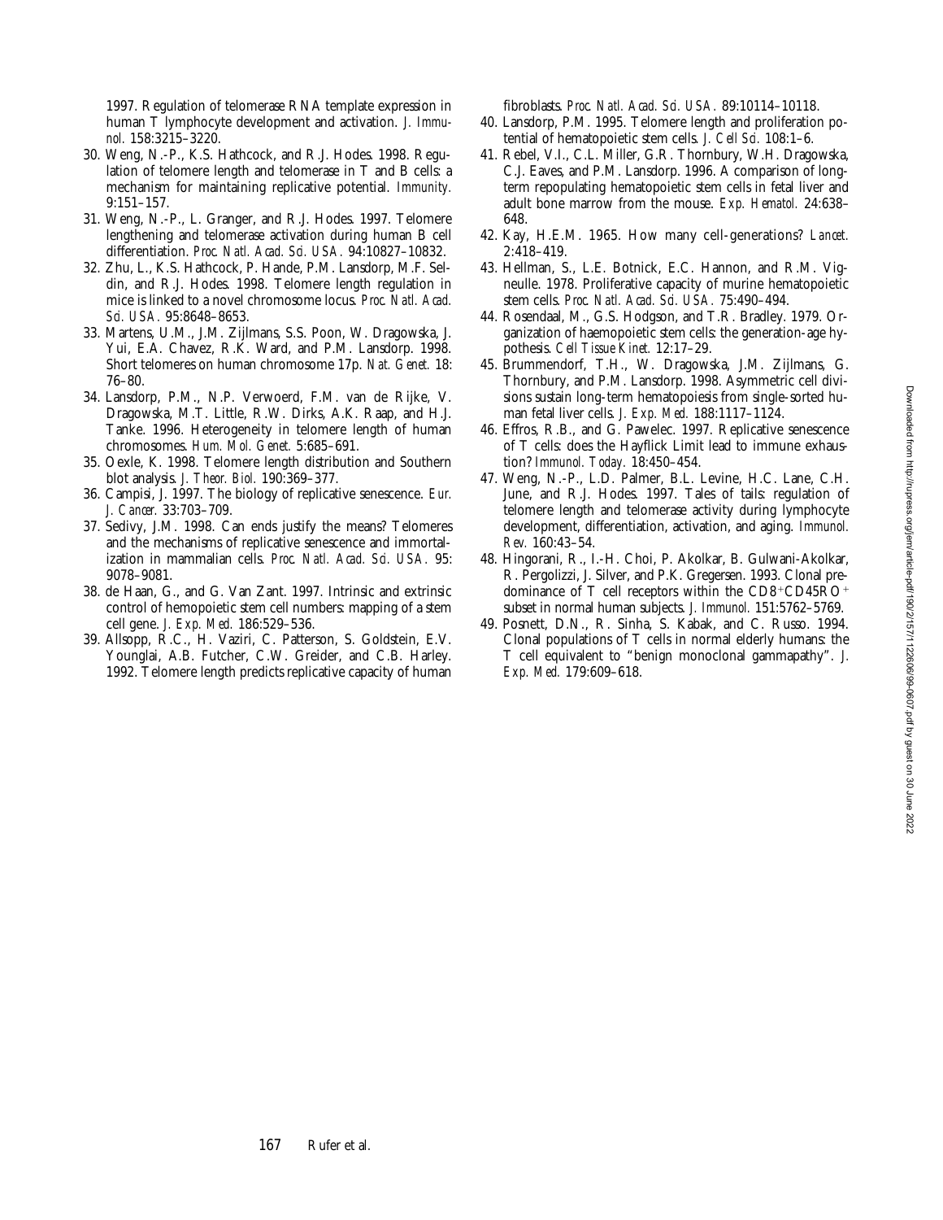1997. Regulation of telomerase RNA template expression in human T lymphocyte development and activation. *J. Immunol.* 158:3215–3220.

30. Weng, N.-P., K.S. Hathcock, and R.J. Hodes. 1998. Regulation of telomere length and telomerase in T and B cells: a mechanism for maintaining replicative potential. *Immunity.* 9:151–157.
31. Weng, N.-P., L. Granger, and R.J. Hodes. 1997. Telomere lengthening and telomerase activation during human B cell differentiation. *Proc. Natl. Acad. Sci. USA.* 94:10827–10832.
32. Zhu, L., K.S. Hathcock, P. Hande, P.M. Lansdorp, M.F. Seldin, and R.J. Hodes. 1998. Telomere length regulation in mice is linked to a novel chromosome locus. *Proc. Natl. Acad. Sci. USA.* 95:8648–8653.
33. Martens, U.M., J.M. Zijlmans, S.S. Poon, W. Dragowska, J. Yui, E.A. Chavez, R.K. Ward, and P.M. Lansdorp. 1998. Short telomeres on human chromosome 17p. *Nat. Genet.* 18: 76–80.
34. Lansdorp, P.M., N.P. Verwoerd, F.M. van de Rijke, V. Dragowska, M.T. Little, R.W. Dirks, A.K. Raap, and H.J. Tanke. 1996. Heterogeneity in telomere length of human chromosomes. *Hum. Mol. Genet.* 5:685–691.
35. Oexle, K. 1998. Telomere length distribution and Southern blot analysis. *J. Theor. Biol.* 190:369–377.
36. Campisi, J. 1997. The biology of replicative senescence. *Eur. J. Cancer.* 33:703–709.
37. Sedivy, J.M. 1998. Can ends justify the means? Telomeres and the mechanisms of replicative senescence and immortalization in mammalian cells. *Proc. Natl. Acad. Sci. USA.* 95: 9078–9081.
38. de Haan, G., and G. Van Zant. 1997. Intrinsic and extrinsic control of hemopoietic stem cell numbers: mapping of a stem cell gene. *J. Exp. Med.* 186:529–536.
39. Allsopp, R.C., H. Vaziri, C. Patterson, S. Goldstein, E.V. Younglai, A.B. Futcher, C.W. Greider, and C.B. Harley. 1992. Telomere length predicts replicative capacity of human fibroblasts. *Proc. Natl. Acad. Sci. USA.* 89:10114–10118.
40. Lansdorp, P.M. 1995. Telomere length and proliferation potential of hematopoietic stem cells. *J. Cell Sci.* 108:1–6.
41. Rebel, V.I., C.L. Miller, G.R. Thornbury, W.H. Dragowska, C.J. Eaves, and P.M. Lansdorp. 1996. A comparison of long-term repopulating hematopoietic stem cells in fetal liver and adult bone marrow from the mouse. *Exp. Hematol.* 24:638–648.
42. Kay, H.E.M. 1965. How many cell-generations? *Lancet.* 2:418–419.
43. Hellman, S., L.E. Botnick, E.C. Hannon, and R.M. Vigneulle. 1978. Proliferative capacity of murine hematopoietic stem cells. *Proc. Natl. Acad. Sci. USA.* 75:490–494.
44. Rosendaal, M., G.S. Hodgson, and T.R. Bradley. 1979. Organization of haemopoietic stem cells: the generation-age hypothesis. *Cell Tissue Kinet.* 12:17–29.
45. Brummendorf, T.H., W. Dragowska, J.M. Zijlmans, G. Thornbury, and P.M. Lansdorp. 1998. Asymmetric cell divisions sustain long-term hematopoiesis from single-sorted human fetal liver cells. *J. Exp. Med.* 188:1117–1124.
46. Effros, R.B., and G. Pawelec. 1997. Replicative senescence of T cells: does the Hayflick Limit lead to immune exhaustion? *Immunol. Today.* 18:450–454.
47. Weng, N.-P., L.D. Palmer, B.L. Levine, H.C. Lane, C.H. June, and R.J. Hodes. 1997. Tales of tails: regulation of telomere length and telomerase activity during lymphocyte development, differentiation, activation, and aging. *Immunol. Rev.* 160:43–54.
48. Hingorani, R., I.-H. Choi, P. Akolkar, B. Gulwani-Akolkar, R. Pergolizzi, J. Silver, and P.K. Gregersen. 1993. Clonal predominance of T cell receptors within the $CD8^+CD45RO^+$ subset in normal human subjects. *J. Immunol.* 151:5762–5769.
49. Posnett, D.N., R. Sinha, S. Kabak, and C. Russo. 1994. Clonal populations of T cells in normal elderly humans: the T cell equivalent to "benign monoclonal gammapathy". *J. Exp. Med.* 179:609–618.